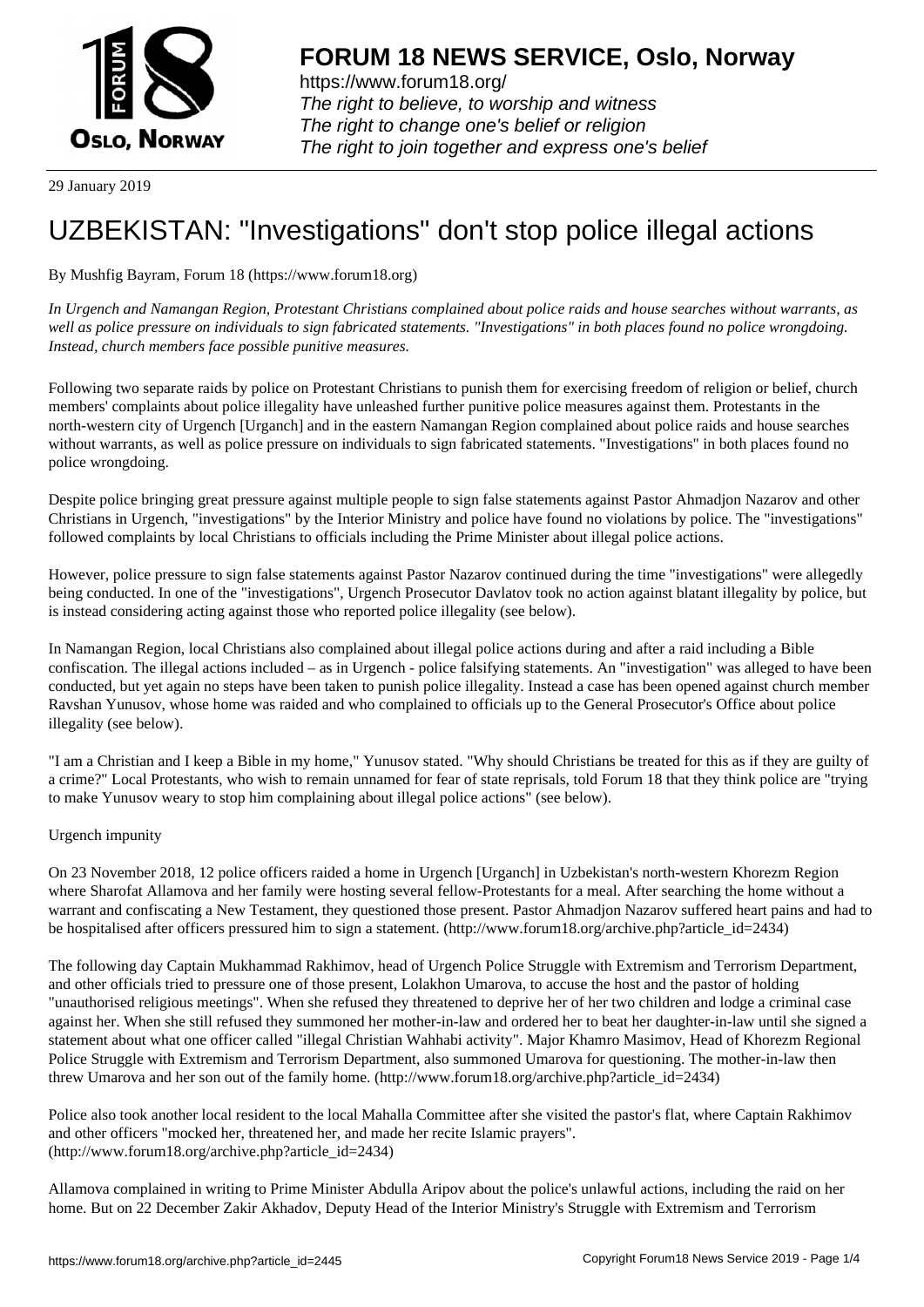# FORUM 18 NEWS SERVICE, Oslo, Norway

https://www.forum18.org/
*The right to believe, to worship and witness*
*The right to change one's belief or religion*
*The right to join together and express one's belief*

29 January 2019

# UZBEKISTAN: "Investigations" don't stop police illegal actions

By Mushfig Bayram, Forum 18 (https://www.forum18.org)

*In Urgench and Namangan Region, Protestant Christians complained about police raids and house searches without warrants, as well as police pressure on individuals to sign fabricated statements. "Investigations" in both places found no police wrongdoing. Instead, church members face possible punitive measures.*

Following two separate raids by police on Protestant Christians to punish them for exercising freedom of religion or belief, church members' complaints about police illegality have unleashed further punitive police measures against them. Protestants in the north-western city of Urgench [Urganch] and in the eastern Namangan Region complained about police raids and house searches without warrants, as well as police pressure on individuals to sign fabricated statements. "Investigations" in both places found no police wrongdoing.

Despite police bringing great pressure against multiple people to sign false statements against Pastor Ahmadjon Nazarov and other Christians in Urgench, "investigations" by the Interior Ministry and police have found no violations by police. The "investigations" followed complaints by local Christians to officials including the Prime Minister about illegal police actions.

However, police pressure to sign false statements against Pastor Nazarov continued during the time "investigations" were allegedly being conducted. In one of the "investigations", Urgench Prosecutor Davlatov took no action against blatant illegality by police, but is instead considering acting against those who reported police illegality (see below).

In Namangan Region, local Christians also complained about illegal police actions during and after a raid including a Bible confiscation. The illegal actions included – as in Urgench - police falsifying statements. An "investigation" was alleged to have been conducted, but yet again no steps have been taken to punish police illegality. Instead a case has been opened against church member Ravshan Yunusov, whose home was raided and who complained to officials up to the General Prosecutor's Office about police illegality (see below).

"I am a Christian and I keep a Bible in my home," Yunusov stated. "Why should Christians be treated for this as if they are guilty of a crime?" Local Protestants, who wish to remain unnamed for fear of state reprisals, told Forum 18 that they think police are "trying to make Yunusov weary to stop him complaining about illegal police actions" (see below).

Urgench impunity

On 23 November 2018, 12 police officers raided a home in Urgench [Urganch] in Uzbekistan's north-western Khorezm Region where Sharofat Allamova and her family were hosting several fellow-Protestants for a meal. After searching the home without a warrant and confiscating a New Testament, they questioned those present. Pastor Ahmadjon Nazarov suffered heart pains and had to be hospitalised after officers pressured him to sign a statement. (http://www.forum18.org/archive.php?article_id=2434)

The following day Captain Mukhammad Rakhimov, head of Urgench Police Struggle with Extremism and Terrorism Department, and other officials tried to pressure one of those present, Lolakhon Umarova, to accuse the host and the pastor of holding "unauthorised religious meetings". When she refused they threatened to deprive her of her two children and lodge a criminal case against her. When she still refused they summoned her mother-in-law and ordered her to beat her daughter-in-law until she signed a statement about what one officer called "illegal Christian Wahhabi activity". Major Khamro Masimov, Head of Khorezm Regional Police Struggle with Extremism and Terrorism Department, also summoned Umarova for questioning. The mother-in-law then threw Umarova and her son out of the family home. (http://www.forum18.org/archive.php?article_id=2434)

Police also took another local resident to the local Mahalla Committee after she visited the pastor's flat, where Captain Rakhimov and other officers "mocked her, threatened her, and made her recite Islamic prayers". (http://www.forum18.org/archive.php?article_id=2434)

Allamova complained in writing to Prime Minister Abdulla Aripov about the police's unlawful actions, including the raid on her home. But on 22 December Zakir Akhadov, Deputy Head of the Interior Ministry's Struggle with Extremism and Terrorism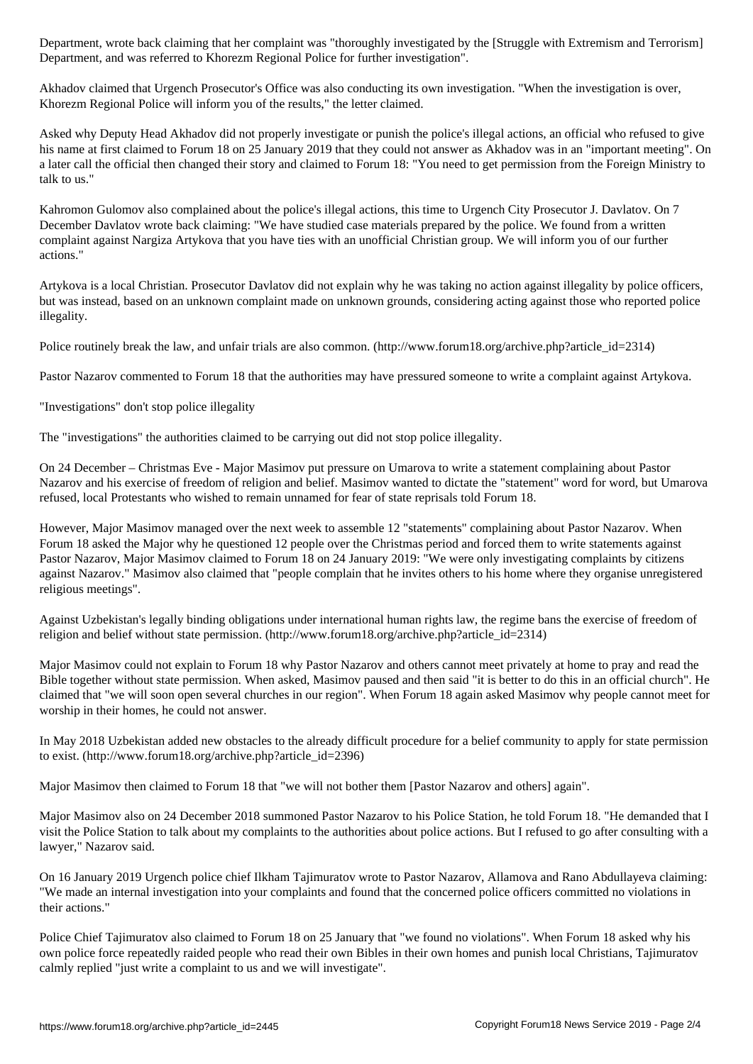Department, wrote back claiming that her complaint was "thoroughly investigated by the [Struggle with Extremism and Terrorism] Department, and was referred to Khorezm Regional Police for further investigation".

Akhadov claimed that Urgench Prosecutor's Office was also conducting its own investigation. "When the investigation is over, Khorezm Regional Police will inform you of the results," the letter claimed.

Asked why Deputy Head Akhadov did not properly investigate or punish the police's illegal actions, an official who refused to give his name at first claimed to Forum 18 on 25 January 2019 that they could not answer as Akhadov was in an "important meeting". On a later call the official then changed their story and claimed to Forum 18: "You need to get permission from the Foreign Ministry to talk to us."

Kahromon Gulomov also complained about the police's illegal actions, this time to Urgench City Prosecutor J. Davlatov. On 7 December Davlatov wrote back claiming: "We have studied case materials prepared by the police. We found from a written complaint against Nargiza Artykova that you have ties with an unofficial Christian group. We will inform you of our further actions."

Artykova is a local Christian. Prosecutor Davlatov did not explain why he was taking no action against illegality by police officers, but was instead, based on an unknown complaint made on unknown grounds, considering acting against those who reported police illegality.

Police routinely break the law, and unfair trials are also common. (http://www.forum18.org/archive.php?article_id=2314)

Pastor Nazarov commented to Forum 18 that the authorities may have pressured someone to write a complaint against Artykova.

"Investigations" don't stop police illegality

The "investigations" the authorities claimed to be carrying out did not stop police illegality.

On 24 December – Christmas Eve - Major Masimov put pressure on Umarova to write a statement complaining about Pastor Nazarov and his exercise of freedom of religion and belief. Masimov wanted to dictate the "statement" word for word, but Umarova refused, local Protestants who wished to remain unnamed for fear of state reprisals told Forum 18.

However, Major Masimov managed over the next week to assemble 12 "statements" complaining about Pastor Nazarov. When Forum 18 asked the Major why he questioned 12 people over the Christmas period and forced them to write statements against Pastor Nazarov, Major Masimov claimed to Forum 18 on 24 January 2019: "We were only investigating complaints by citizens against Nazarov." Masimov also claimed that "people complain that he invites others to his home where they organise unregistered religious meetings".

Against Uzbekistan's legally binding obligations under international human rights law, the regime bans the exercise of freedom of religion and belief without state permission. (http://www.forum18.org/archive.php?article_id=2314)

Major Masimov could not explain to Forum 18 why Pastor Nazarov and others cannot meet privately at home to pray and read the Bible together without state permission. When asked, Masimov paused and then said "it is better to do this in an official church". He claimed that "we will soon open several churches in our region". When Forum 18 again asked Masimov why people cannot meet for worship in their homes, he could not answer.

In May 2018 Uzbekistan added new obstacles to the already difficult procedure for a belief community to apply for state permission to exist. (http://www.forum18.org/archive.php?article_id=2396)

Major Masimov then claimed to Forum 18 that "we will not bother them [Pastor Nazarov and others] again".

Major Masimov also on 24 December 2018 summoned Pastor Nazarov to his Police Station, he told Forum 18. "He demanded that I visit the Police Station to talk about my complaints to the authorities about police actions. But I refused to go after consulting with a lawyer," Nazarov said.

On 16 January 2019 Urgench police chief Ilkham Tajimuratov wrote to Pastor Nazarov, Allamova and Rano Abdullayeva claiming: "We made an internal investigation into your complaints and found that the concerned police officers committed no violations in their actions."

Police Chief Tajimuratov also claimed to Forum 18 on 25 January that "we found no violations". When Forum 18 asked why his own police force repeatedly raided people who read their own Bibles in their own homes and punish local Christians, Tajimuratov calmly replied "just write a complaint to us and we will investigate".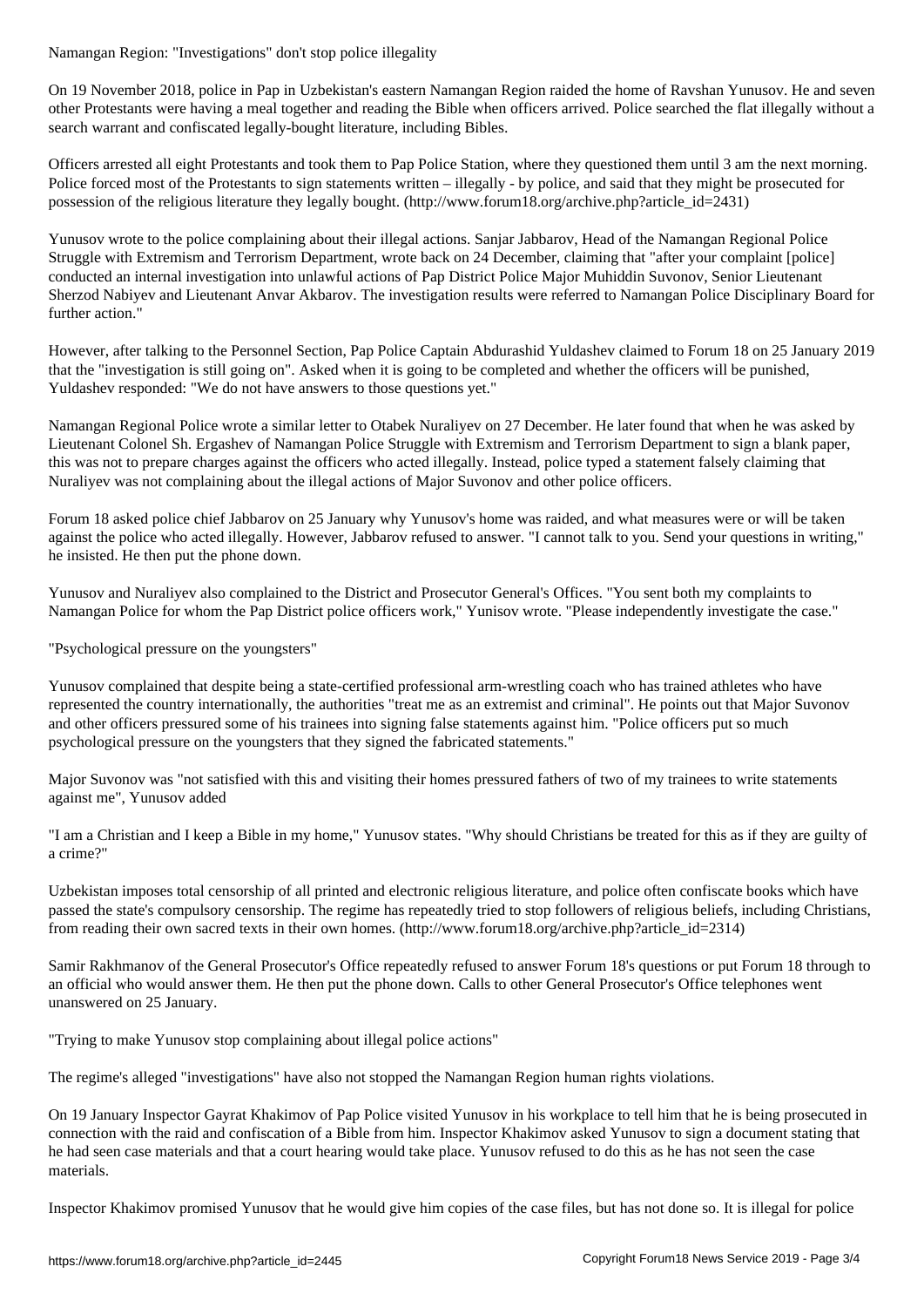## Namangan Region: "Investigations" don't stop police illegality

On 19 November 2018, police in Pap in Uzbekistan's eastern Namangan Region raided the home of Ravshan Yunusov. He and seven other Protestants were having a meal together and reading the Bible when officers arrived. Police searched the flat illegally without a search warrant and confiscated legally-bought literature, including Bibles.

Officers arrested all eight Protestants and took them to Pap Police Station, where they questioned them until 3 am the next morning. Police forced most of the Protestants to sign statements written – illegally - by police, and said that they might be prosecuted for possession of the religious literature they legally bought. (http://www.forum18.org/archive.php?article_id=2431)

Yunusov wrote to the police complaining about their illegal actions. Sanjar Jabbarov, Head of the Namangan Regional Police Struggle with Extremism and Terrorism Department, wrote back on 24 December, claiming that "after your complaint [police] conducted an internal investigation into unlawful actions of Pap District Police Major Muhiddin Suvonov, Senior Lieutenant Sherzod Nabiyev and Lieutenant Anvar Akbarov. The investigation results were referred to Namangan Police Disciplinary Board for further action."

However, after talking to the Personnel Section, Pap Police Captain Abdurashid Yuldashev claimed to Forum 18 on 25 January 2019 that the "investigation is still going on". Asked when it is going to be completed and whether the officers will be punished, Yuldashev responded: "We do not have answers to those questions yet."

Namangan Regional Police wrote a similar letter to Otabek Nuraliyev on 27 December. He later found that when he was asked by Lieutenant Colonel Sh. Ergashev of Namangan Police Struggle with Extremism and Terrorism Department to sign a blank paper, this was not to prepare charges against the officers who acted illegally. Instead, police typed a statement falsely claiming that Nuraliyev was not complaining about the illegal actions of Major Suvonov and other police officers.

Forum 18 asked police chief Jabbarov on 25 January why Yunusov's home was raided, and what measures were or will be taken against the police who acted illegally. However, Jabbarov refused to answer. "I cannot talk to you. Send your questions in writing," he insisted. He then put the phone down.

Yunusov and Nuraliyev also complained to the District and Prosecutor General's Offices. "You sent both my complaints to Namangan Police for whom the Pap District police officers work," Yunisov wrote. "Please independently investigate the case."

### "Psychological pressure on the youngsters"

Yunusov complained that despite being a state-certified professional arm-wrestling coach who has trained athletes who have represented the country internationally, the authorities "treat me as an extremist and criminal". He points out that Major Suvonov and other officers pressured some of his trainees into signing false statements against him. "Police officers put so much psychological pressure on the youngsters that they signed the fabricated statements."

Major Suvonov was "not satisfied with this and visiting their homes pressured fathers of two of my trainees to write statements against me", Yunusov added

"I am a Christian and I keep a Bible in my home," Yunusov states. "Why should Christians be treated for this as if they are guilty of a crime?"

Uzbekistan imposes total censorship of all printed and electronic religious literature, and police often confiscate books which have passed the state's compulsory censorship. The regime has repeatedly tried to stop followers of religious beliefs, including Christians, from reading their own sacred texts in their own homes. (http://www.forum18.org/archive.php?article_id=2314)

Samir Rakhmanov of the General Prosecutor's Office repeatedly refused to answer Forum 18's questions or put Forum 18 through to an official who would answer them. He then put the phone down. Calls to other General Prosecutor's Office telephones went unanswered on 25 January.

### "Trying to make Yunusov stop complaining about illegal police actions"

The regime's alleged "investigations" have also not stopped the Namangan Region human rights violations.

On 19 January Inspector Gayrat Khakimov of Pap Police visited Yunusov in his workplace to tell him that he is being prosecuted in connection with the raid and confiscation of a Bible from him. Inspector Khakimov asked Yunusov to sign a document stating that he had seen case materials and that a court hearing would take place. Yunusov refused to do this as he has not seen the case materials.

Inspector Khakimov promised Yunusov that he would give him copies of the case files, but has not done so. It is illegal for police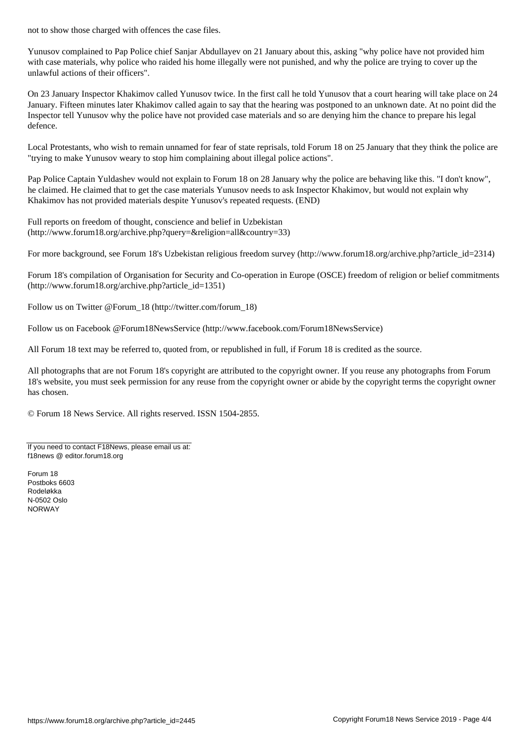not to show those charged with offences the case files.

Yunusov complained to Pap Police chief Sanjar Abdullayev on 21 January about this, asking "why police have not provided him with case materials, why police who raided his home illegally were not punished, and why the police are trying to cover up the unlawful actions of their officers".

On 23 January Inspector Khakimov called Yunusov twice. In the first call he told Yunusov that a court hearing will take place on 24 January. Fifteen minutes later Khakimov called again to say that the hearing was postponed to an unknown date. At no point did the Inspector tell Yunusov why the police have not provided case materials and so are denying him the chance to prepare his legal defence.

Local Protestants, who wish to remain unnamed for fear of state reprisals, told Forum 18 on 25 January that they think the police are "trying to make Yunusov weary to stop him complaining about illegal police actions".

Pap Police Captain Yuldashev would not explain to Forum 18 on 28 January why the police are behaving like this. "I don't know", he claimed. He claimed that to get the case materials Yunusov needs to ask Inspector Khakimov, but would not explain why Khakimov has not provided materials despite Yunusov's repeated requests. (END)

Full reports on freedom of thought, conscience and belief in Uzbekistan (http://www.forum18.org/archive.php?query=&religion=all&country=33)

For more background, see Forum 18's Uzbekistan religious freedom survey (http://www.forum18.org/archive.php?article_id=2314)

Forum 18's compilation of Organisation for Security and Co-operation in Europe (OSCE) freedom of religion or belief commitments (http://www.forum18.org/archive.php?article_id=1351)

Follow us on Twitter @Forum_18 (http://twitter.com/forum_18)

Follow us on Facebook @Forum18NewsService (http://www.facebook.com/Forum18NewsService)

All Forum 18 text may be referred to, quoted from, or republished in full, if Forum 18 is credited as the source.

All photographs that are not Forum 18's copyright are attributed to the copyright owner. If you reuse any photographs from Forum 18's website, you must seek permission for any reuse from the copyright owner or abide by the copyright terms the copyright owner has chosen.

© Forum 18 News Service. All rights reserved. ISSN 1504-2855.

If you need to contact F18News, please email us at:
f18news @ editor.forum18.org

Forum 18
Postboks 6603
Rodeløkka
N-0502 Oslo
NORWAY